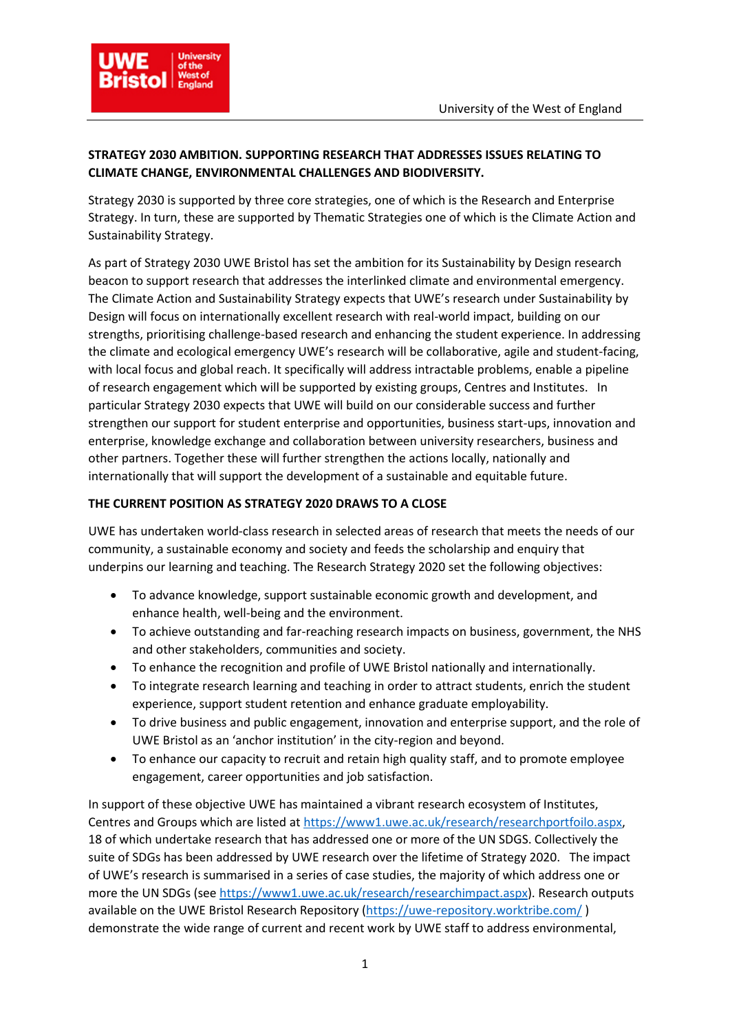**STRATEGY 2030 AMBITION. SUPPORTING RESEARCH THAT ADDRESSES ISSUES RELATING TO CLIMATE CHANGE, ENVIRONMENTAL CHALLENGES AND BIODIVERSITY.**

Strategy 2030 is supported by three core strategies, one of which is the Research and Enterprise Strategy. In turn, these are supported by Thematic Strategies one of which is the Climate Action and Sustainability Strategy.

As part of Strategy 2030 UWE Bristol has set the ambition for its Sustainability by Design research beacon to support research that addresses the interlinked climate and environmental emergency. The Climate Action and Sustainability Strategy expects that UWE's research under Sustainability by Design will focus on internationally excellent research with real-world impact, building on our strengths, prioritising challenge-based research and enhancing the student experience. In addressing the climate and ecological emergency UWE's research will be collaborative, agile and student-facing, with local focus and global reach. It specifically will address intractable problems, enable a pipeline of research engagement which will be supported by existing groups, Centres and Institutes. In particular Strategy 2030 expects that UWE will build on our considerable success and further strengthen our support for student enterprise and opportunities, business start-ups, innovation and enterprise, knowledge exchange and collaboration between university researchers, business and other partners. Together these will further strengthen the actions locally, nationally and internationally that will support the development of a sustainable and equitable future.

**THE CURRENT POSITION AS STRATEGY 2020 DRAWS TO A CLOSE**

UWE has undertaken world-class research in selected areas of research that meets the needs of our community, a sustainable economy and society and feeds the scholarship and enquiry that underpins our learning and teaching. The Research Strategy 2020 set the following objectives:

- To advance knowledge, support sustainable economic growth and development, and enhance health, well-being and the environment.
- To achieve outstanding and far-reaching research impacts on business, government, the NHS and other stakeholders, communities and society.
- To enhance the recognition and profile of UWE Bristol nationally and internationally.
- To integrate research learning and teaching in order to attract students, enrich the student experience, support student retention and enhance graduate employability.
- To drive business and public engagement, innovation and enterprise support, and the role of UWE Bristol as an 'anchor institution' in the city-region and beyond.
- To enhance our capacity to recruit and retain high quality staff, and to promote employee engagement, career opportunities and job satisfaction.

In support of these objective UWE has maintained a vibrant research ecosystem of Institutes, Centres and Groups which are listed at https://www1.uwe.ac.uk/research/researchportfoilo.aspx, 18 of which undertake research that has addressed one or more of the UN SDGS. Collectively the suite of SDGs has been addressed by UWE research over the lifetime of Strategy 2020. The impact of UWE's research is summarised in a series of case studies, the majority of which address one or more the UN SDGs (see https://www1.uwe.ac.uk/research/researchimpact.aspx). Research outputs available on the UWE Bristol Research Repository (https://uwe-repository.worktribe.com/ ) demonstrate the wide range of current and recent work by UWE staff to address environmental,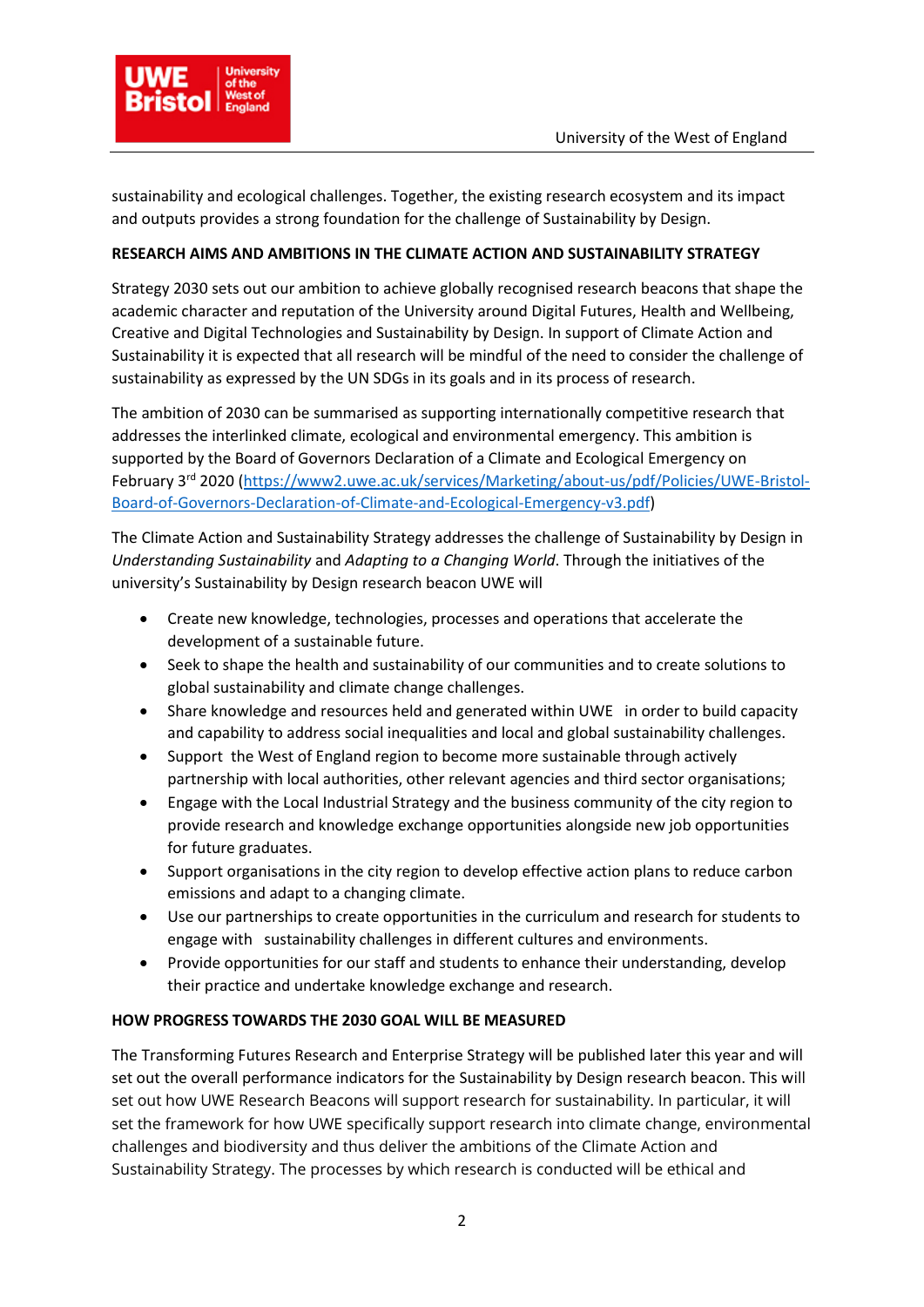sustainability and ecological challenges. Together, the existing research ecosystem and its impact and outputs provides a strong foundation for the challenge of Sustainability by Design.

**RESEARCH AIMS AND AMBITIONS IN THE CLIMATE ACTION AND SUSTAINABILITY STRATEGY**

Strategy 2030 sets out our ambition to achieve globally recognised research beacons that shape the academic character and reputation of the University around Digital Futures, Health and Wellbeing, Creative and Digital Technologies and Sustainability by Design. In support of Climate Action and Sustainability it is expected that all research will be mindful of the need to consider the challenge of sustainability as expressed by the UN SDGs in its goals and in its process of research.

The ambition of 2030 can be summarised as supporting internationally competitive research that addresses the interlinked climate, ecological and environmental emergency. This ambition is supported by the Board of Governors Declaration of a Climate and Ecological Emergency on February 3rd 2020 (https://www2.uwe.ac.uk/services/Marketing/about-us/pdf/Policies/UWE-Bristol-Board-of-Governors-Declaration-of-Climate-and-Ecological-Emergency-v3.pdf)

The Climate Action and Sustainability Strategy addresses the challenge of Sustainability by Design in *Understanding Sustainability* and *Adapting to a Changing World*. Through the initiatives of the university's Sustainability by Design research beacon UWE will

- Create new knowledge, technologies, processes and operations that accelerate the development of a sustainable future.
- Seek to shape the health and sustainability of our communities and to create solutions to global sustainability and climate change challenges.
- Share knowledge and resources held and generated within UWE in order to build capacity and capability to address social inequalities and local and global sustainability challenges.
- Support the West of England region to become more sustainable through actively partnership with local authorities, other relevant agencies and third sector organisations;
- Engage with the Local Industrial Strategy and the business community of the city region to provide research and knowledge exchange opportunities alongside new job opportunities for future graduates.
- Support organisations in the city region to develop effective action plans to reduce carbon emissions and adapt to a changing climate.
- Use our partnerships to create opportunities in the curriculum and research for students to engage with sustainability challenges in different cultures and environments.
- Provide opportunities for our staff and students to enhance their understanding, develop their practice and undertake knowledge exchange and research.

**HOW PROGRESS TOWARDS THE 2030 GOAL WILL BE MEASURED**

The Transforming Futures Research and Enterprise Strategy will be published later this year and will set out the overall performance indicators for the Sustainability by Design research beacon. This will set out how UWE Research Beacons will support research for sustainability. In particular, it will set the framework for how UWE specifically support research into climate change, environmental challenges and biodiversity and thus deliver the ambitions of the Climate Action and Sustainability Strategy. The processes by which research is conducted will be ethical and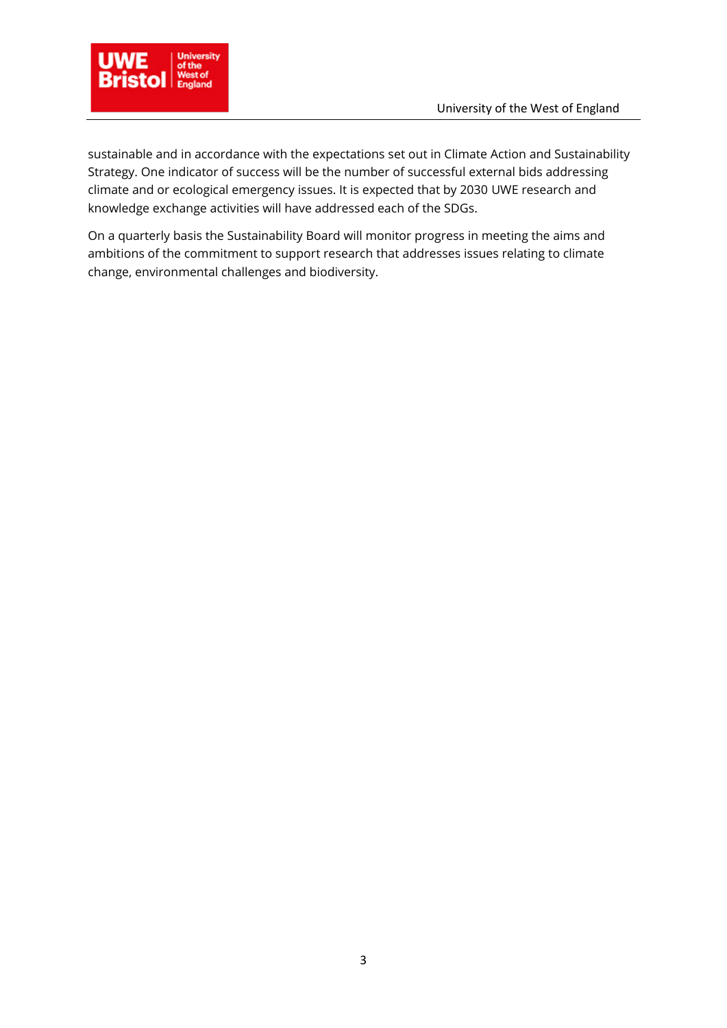sustainable and in accordance with the expectations set out in Climate Action and Sustainability Strategy. One indicator of success will be the number of successful external bids addressing climate and or ecological emergency issues. It is expected that by 2030 UWE research and knowledge exchange activities will have addressed each of the SDGs.

On a quarterly basis the Sustainability Board will monitor progress in meeting the aims and ambitions of the commitment to support research that addresses issues relating to climate change, environmental challenges and biodiversity.